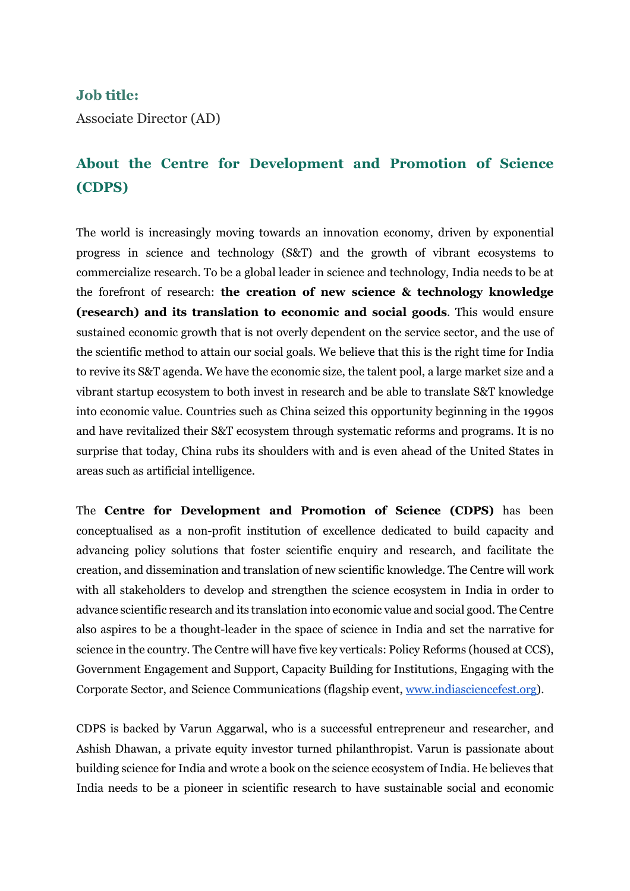## Job title:

Associate Director (AD)

## About the Centre for Development and Promotion of Science (CDPS)

The world is increasingly moving towards an innovation economy, driven by exponential progress in science and technology (S&T) and the growth of vibrant ecosystems to commercialize research. To be a global leader in science and technology, India needs to be at the forefront of research: **the creation of new science & technology knowledge (research) and its translation to economic and social goods**. This would ensure sustained economic growth that is not overly dependent on the service sector, and the use of the scientific method to attain our social goals. We believe that this is the right time for India to revive its S&T agenda. We have the economic size, the talent pool, a large market size and a vibrant startup ecosystem to both invest in research and be able to translate S&T knowledge into economic value. Countries such as China seized this opportunity beginning in the 1990s and have revitalized their S&T ecosystem through systematic reforms and programs. It is no surprise that today, China rubs its shoulders with and is even ahead of the United States in areas such as artificial intelligence.

The **Centre for Development and Promotion of Science (CDPS)** has been conceptualised as a non-profit institution of excellence dedicated to build capacity and advancing policy solutions that foster scientific enquiry and research, and facilitate the creation, and dissemination and translation of new scientific knowledge. The Centre will work with all stakeholders to develop and strengthen the science ecosystem in India in order to advance scientific research and its translation into economic value and social good. The Centre also aspires to be a thought-leader in the space of science in India and set the narrative for science in the country. The Centre will have five key verticals: Policy Reforms (housed at CCS), Government Engagement and Support, Capacity Building for Institutions, Engaging with the Corporate Sector, and Science Communications (flagship event, [www.indiasciencefest.org](www.indiasciencefest.org)).

CDPS is backed by Varun Aggarwal, who is a successful entrepreneur and researcher, and Ashish Dhawan, a private equity investor turned philanthropist. Varun is passionate about building science for India and wrote a book on the science ecosystem of India. He believes that India needs to be a pioneer in scientific research to have sustainable social and economic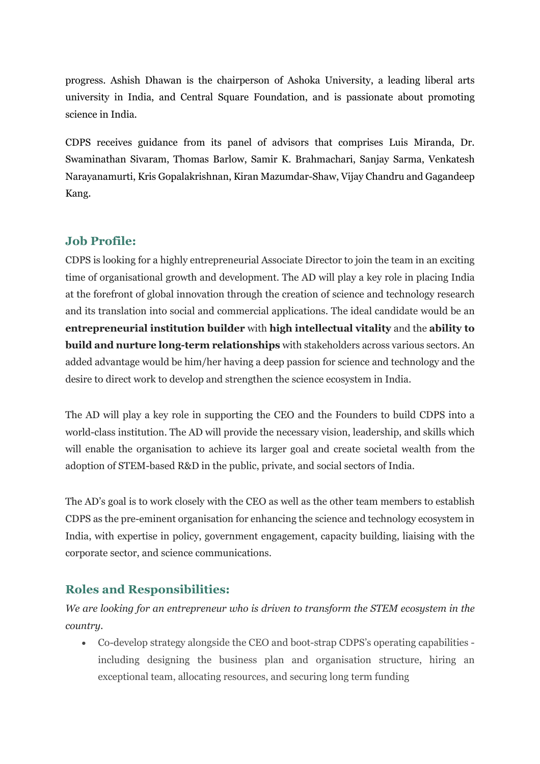progress. Ashish Dhawan is the chairperson of Ashoka University, a leading liberal arts university in India, and Central Square Foundation, and is passionate about promoting science in India.

CDPS receives guidance from its panel of advisors that comprises Luis Miranda, Dr. Swaminathan Sivaram, Thomas Barlow, Samir K. Brahmachari, Sanjay Sarma, Venkatesh Narayanamurti, Kris Gopalakrishnan, Kiran Mazumdar-Shaw, Vijay Chandru and Gagandeep Kang.

## Job Profile:

CDPS is looking for a highly entrepreneurial Associate Director to join the team in an exciting time of organisational growth and development. The AD will play a key role in placing India at the forefront of global innovation through the creation of science and technology research and its translation into social and commercial applications. The ideal candidate would be an **entrepreneurial institution builder** with **high intellectual vitality** and the **ability to build and nurture long-term relationships** with stakeholders across various sectors. An added advantage would be him/her having a deep passion for science and technology and the desire to direct work to develop and strengthen the science ecosystem in India.

The AD will play a key role in supporting the CEO and the Founders to build CDPS into a world-class institution. The AD will provide the necessary vision, leadership, and skills which will enable the organisation to achieve its larger goal and create societal wealth from the adoption of STEM-based R&D in the public, private, and social sectors of India.

The AD's goal is to work closely with the CEO as well as the other team members to establish CDPS as the pre-eminent organisation for enhancing the science and technology ecosystem in India, with expertise in policy, government engagement, capacity building, liaising with the corporate sector, and science communications.

## Roles and Responsibilities:

*We are looking for an entrepreneur who is driven to transform the STEM ecosystem in the country.*

- Co-develop strategy alongside the CEO and boot-strap CDPS's operating capabilities - including designing the business plan and organisation structure, hiring an exceptional team, allocating resources, and securing long term funding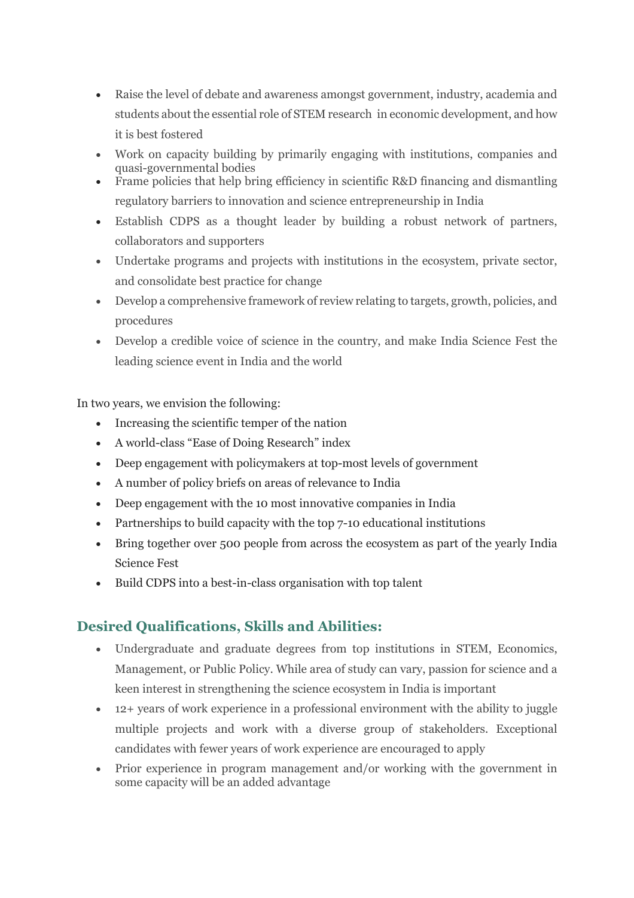- Raise the level of debate and awareness amongst government, industry, academia and students about the essential role of STEM research in economic development, and how it is best fostered
- Work on capacity building by primarily engaging with institutions, companies and quasi-governmental bodies
- Frame policies that help bring efficiency in scientific R&D financing and dismantling regulatory barriers to innovation and science entrepreneurship in India
- Establish CDPS as a thought leader by building a robust network of partners, collaborators and supporters
- Undertake programs and projects with institutions in the ecosystem, private sector, and consolidate best practice for change
- Develop a comprehensive framework of review relating to targets, growth, policies, and procedures
- Develop a credible voice of science in the country, and make India Science Fest the leading science event in India and the world

In two years, we envision the following:

- Increasing the scientific temper of the nation
- A world-class "Ease of Doing Research" index
- Deep engagement with policymakers at top-most levels of government
- A number of policy briefs on areas of relevance to India
- Deep engagement with the 10 most innovative companies in India
- Partnerships to build capacity with the top 7-10 educational institutions
- Bring together over 500 people from across the ecosystem as part of the yearly India Science Fest
- Build CDPS into a best-in-class organisation with top talent

## Desired Qualifications, Skills and Abilities:

- Undergraduate and graduate degrees from top institutions in STEM, Economics, Management, or Public Policy. While area of study can vary, passion for science and a keen interest in strengthening the science ecosystem in India is important
- 12+ years of work experience in a professional environment with the ability to juggle multiple projects and work with a diverse group of stakeholders. Exceptional candidates with fewer years of work experience are encouraged to apply
- Prior experience in program management and/or working with the government in some capacity will be an added advantage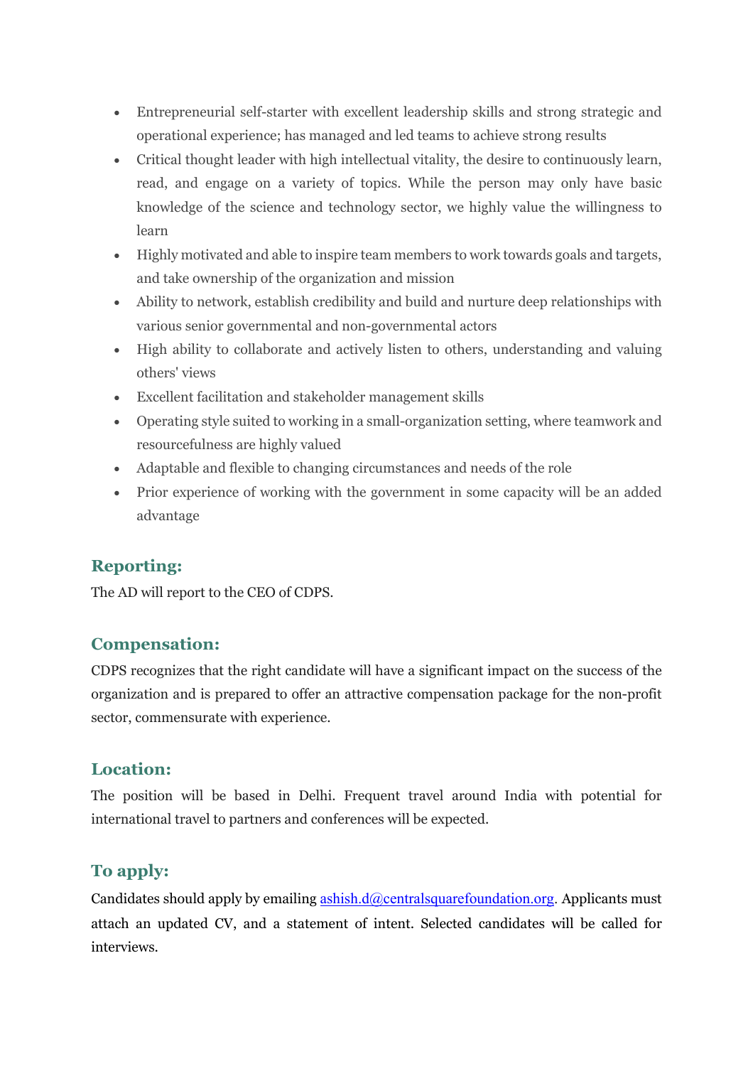- Entrepreneurial self-starter with excellent leadership skills and strong strategic and operational experience; has managed and led teams to achieve strong results
- Critical thought leader with high intellectual vitality, the desire to continuously learn, read, and engage on a variety of topics. While the person may only have basic knowledge of the science and technology sector, we highly value the willingness to learn
- Highly motivated and able to inspire team members to work towards goals and targets, and take ownership of the organization and mission
- Ability to network, establish credibility and build and nurture deep relationships with various senior governmental and non-governmental actors
- High ability to collaborate and actively listen to others, understanding and valuing others' views
- Excellent facilitation and stakeholder management skills
- Operating style suited to working in a small-organization setting, where teamwork and resourcefulness are highly valued
- Adaptable and flexible to changing circumstances and needs of the role
- Prior experience of working with the government in some capacity will be an added advantage

## Reporting:

The AD will report to the CEO of CDPS.

## Compensation:

CDPS recognizes that the right candidate will have a significant impact on the success of the organization and is prepared to offer an attractive compensation package for the non-profit sector, commensurate with experience.

## Location:

The position will be based in Delhi. Frequent travel around India with potential for international travel to partners and conferences will be expected.

## To apply:

Candidates should apply by emailing [ashish.d@centralsquarefoundation.org](mailto:ashish.d@centralsquarefoundation.org). Applicants must attach an updated CV, and a statement of intent. Selected candidates will be called for interviews.